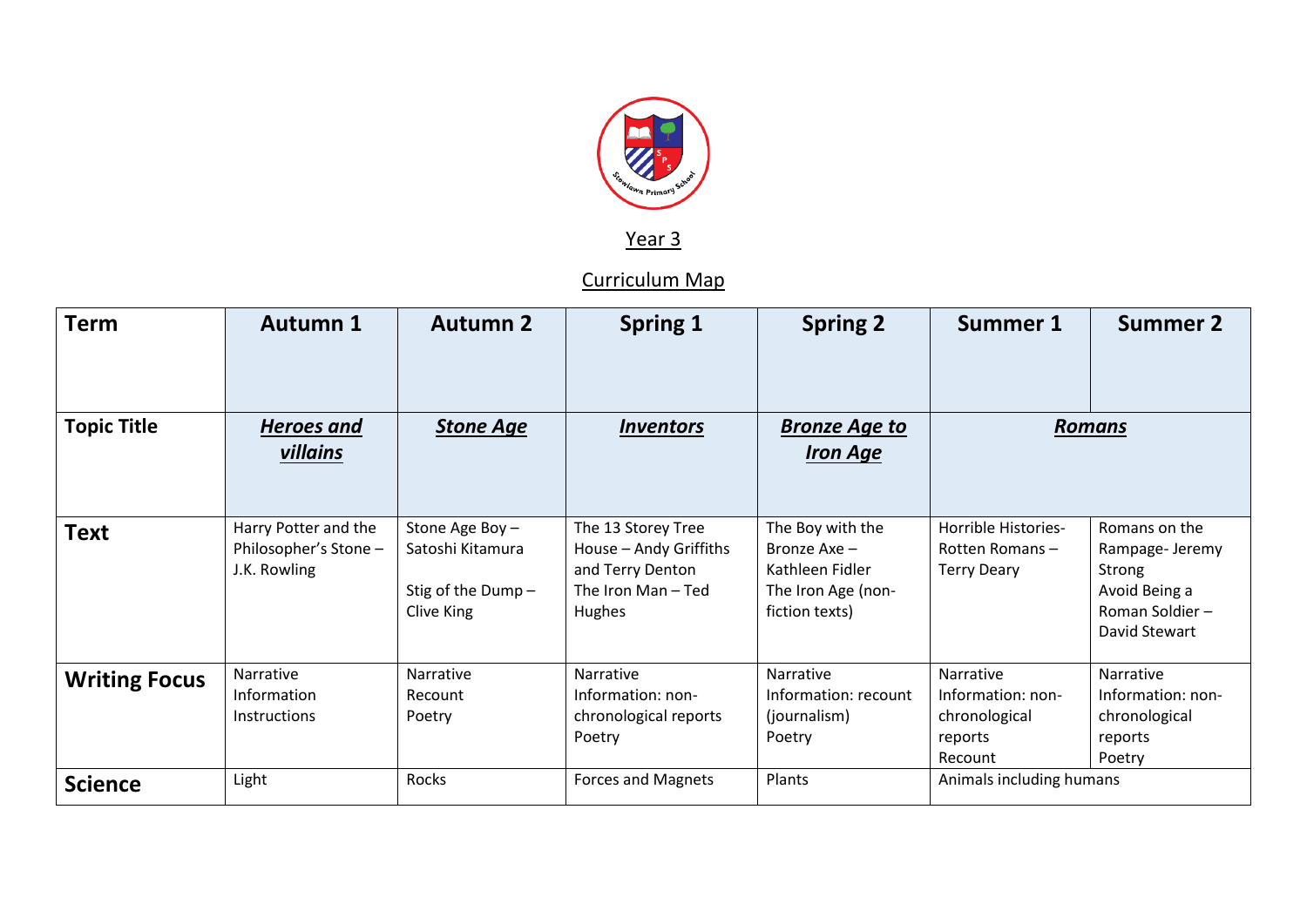Year 3

Curriculum Map

| Term | Autumn 1 | Autumn 2 | Spring 1 | Spring 2 | Summer 1 | Summer 2 |
|---|---|---|---|---|---|---|
| **Topic Title** | ***Heroes and villains*** | ***Stone Age*** | ***Inventors*** | ***Bronze Age to Iron Age*** | ***Romans*** | |
| **Text** | Harry Potter and the Philosopher's Stone – J.K. Rowling | Stone Age Boy – Satoshi Kitamura<br><br>Stig of the Dump – Clive King | The 13 Storey Tree House – Andy Griffiths and Terry Denton<br>The Iron Man – Ted Hughes | The Boy with the Bronze Axe – Kathleen Fidler<br>The Iron Age (non-fiction texts) | Horrible Histories- Rotten Romans – Terry Deary | Romans on the Rampage- Jeremy Strong<br>Avoid Being a Roman Soldier – David Stewart |
| **Writing Focus** | Narrative<br>Information<br>Instructions | Narrative<br>Recount<br>Poetry | Narrative<br>Information: non-chronological reports<br>Poetry | Narrative<br>Information: recount (journalism)<br>Poetry | Narrative<br>Information: non-chronological reports<br>Recount | Narrative<br>Information: non-chronological reports<br>Poetry |
| **Science** | Light | Rocks | Forces and Magnets | Plants | Animals including humans | |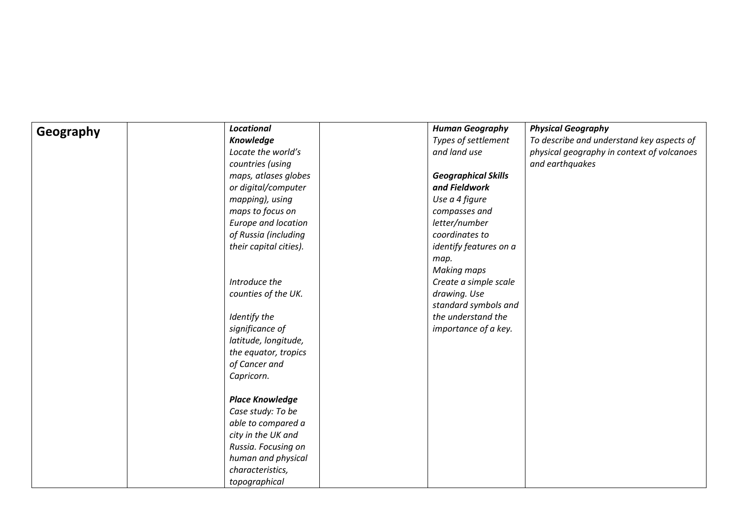| Geography | | ***Locational Knowledge***<br>*Locate the world's countries (using maps, atlases globes or digital/computer mapping), using maps to focus on Europe and location of Russia (including their capital cities).*<br><br>*Introduce the counties of the UK.*<br><br>*Identify the significance of latitude, longitude, the equator, tropics of Cancer and Capricorn.*<br><br>***Place Knowledge***<br>*Case study: To be able to compared a city in the UK and Russia. Focusing on human and physical characteristics, topographical* | | ***Human Geography***<br>*Types of settlement and land use*<br><br>***Geographical Skills and Fieldwork***<br>*Use a 4 figure compasses and letter/number coordinates to identify features on a map.*<br>*Making maps*<br>*Create a simple scale drawing. Use standard symbols and the understand the importance of a key.* | ***Physical Geography***<br>*To describe and understand key aspects of physical geography in context of volcanoes and earthquakes* |
|---|---|---|---|---|---|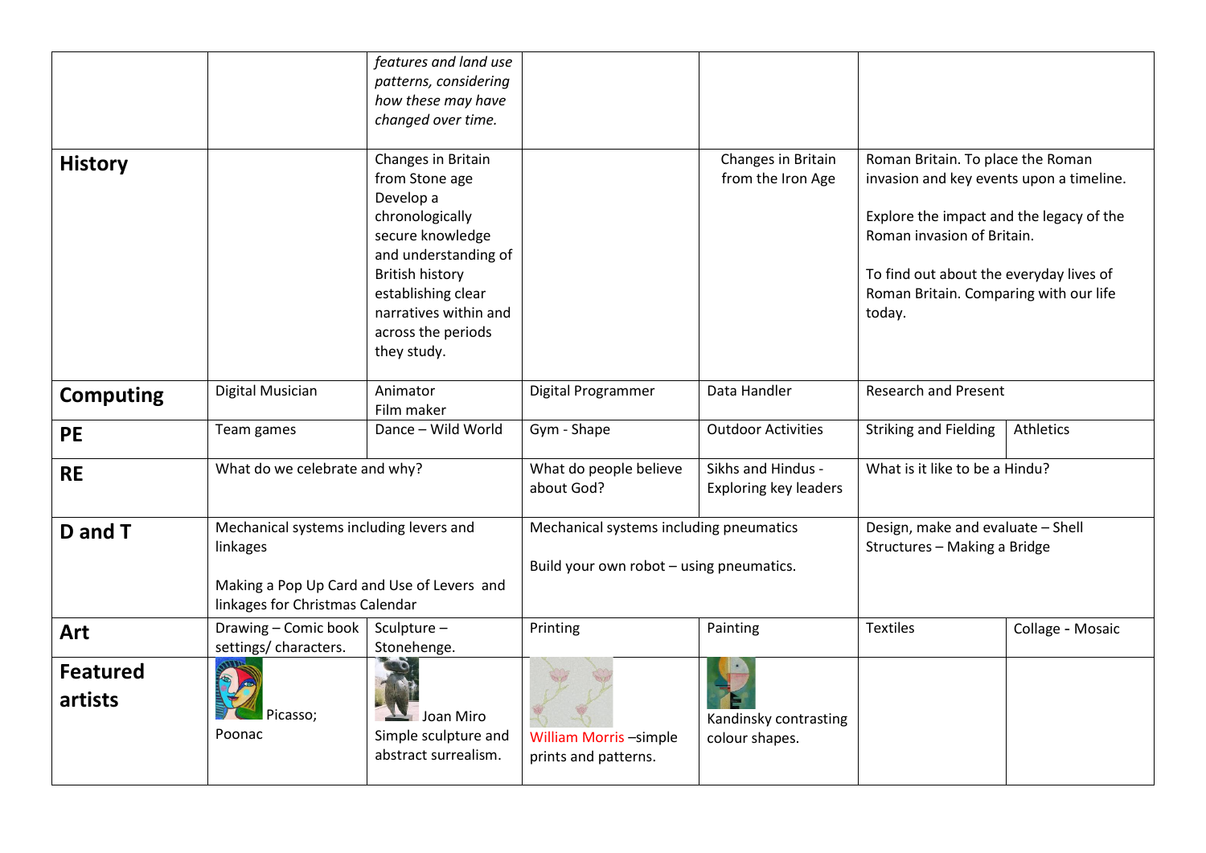| | | | | | | |
|---|---|---|---|---|---|---|
| | | *features and land use patterns, considering how these may have changed over time.* | | | | |
| **History** | | Changes in Britain from Stone age Develop a chronologically secure knowledge and understanding of British history establishing clear narratives within and across the periods they study. | | Changes in Britain from the Iron Age | Roman Britain. To place the Roman invasion and key events upon a timeline.<br><br>Explore the impact and the legacy of the Roman invasion of Britain.<br><br>To find out about the everyday lives of Roman Britain. Comparing with our life today. | |
| **Computing** | Digital Musician | Animator Film maker | Digital Programmer | Data Handler | Research and Present | |
| **PE** | Team games | Dance – Wild World | Gym - Shape | Outdoor Activities | Striking and Fielding | Athletics |
| **RE** | What do we celebrate and why? | | What do people believe about God? | Sikhs and Hindus - Exploring key leaders | What is it like to be a Hindu? | |
| **D and T** | Mechanical systems including levers and linkages<br><br>Making a Pop Up Card and Use of Levers and linkages for Christmas Calendar | | Mechanical systems including pneumatics<br><br>Build your own robot – using pneumatics. | | Design, make and evaluate – Shell Structures – Making a Bridge | |
| **Art** | Drawing – Comic book settings/ characters. | Sculpture – Stonehenge. | Printing | Painting | Textiles | Collage - Mosaic |
| **Featured artists** | Picasso; Poonac | Joan Miro Simple sculpture and abstract surrealism. | William Morris –simple prints and patterns. | Kandinsky contrasting colour shapes. | | |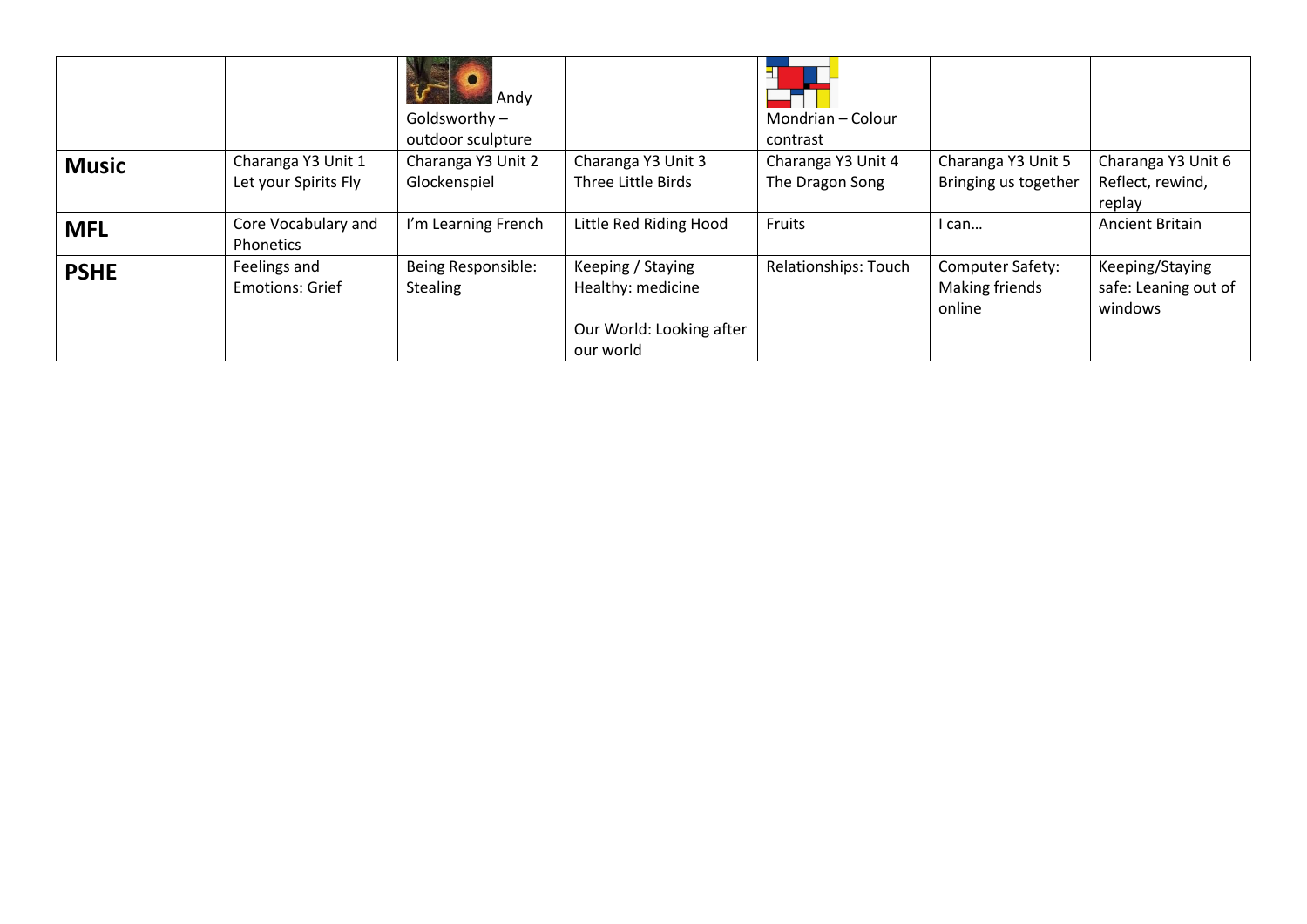| | | | | | | |
|---|---|---|---|---|---|---|
| | | Andy Goldsworthy – outdoor sculpture | | Mondrian – Colour contrast | | |
| **Music** | Charanga Y3 Unit 1 Let your Spirits Fly | Charanga Y3 Unit 2 Glockenspiel | Charanga Y3 Unit 3 Three Little Birds | Charanga Y3 Unit 4 The Dragon Song | Charanga Y3 Unit 5 Bringing us together | Charanga Y3 Unit 6 Reflect, rewind, replay |
| **MFL** | Core Vocabulary and Phonetics | I'm Learning French | Little Red Riding Hood | Fruits | I can… | Ancient Britain |
| **PSHE** | Feelings and Emotions: Grief | Being Responsible: Stealing | Keeping / Staying Healthy: medicine<br><br>Our World: Looking after our world | Relationships: Touch | Computer Safety: Making friends online | Keeping/Staying safe: Leaning out of windows |